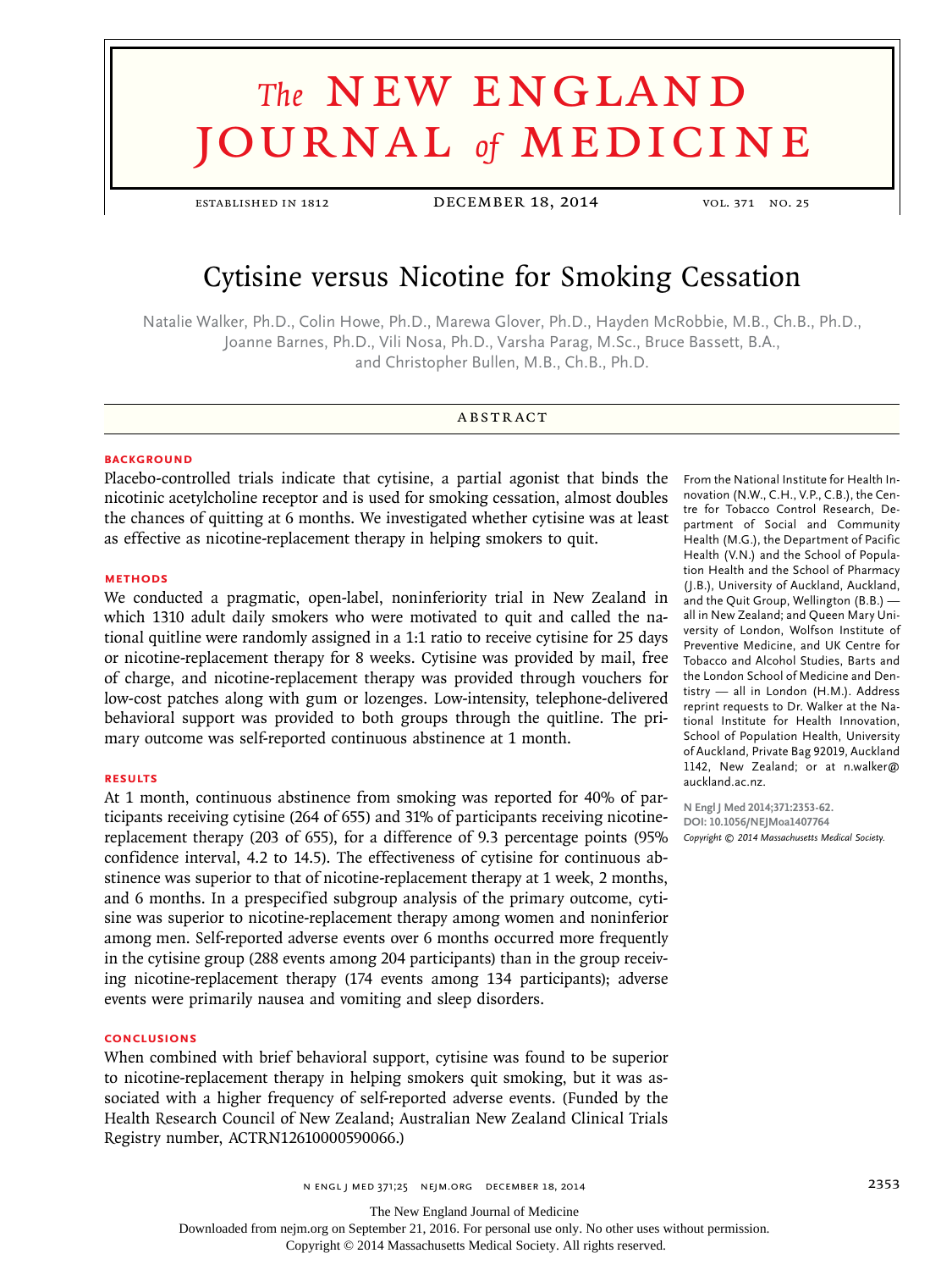# Cytisine versus Nicotine for Smoking Cessation

Natalie Walker, Ph.D., Colin Howe, Ph.D., Marewa Glover, Ph.D., Hayden McRobbie, M.B., Ch.B., Ph.D., Joanne Barnes, Ph.D., Vili Nosa, Ph.D., Varsha Parag, M.Sc., Bruce Bassett, B.A., and Christopher Bullen, M.B., Ch.B., Ph.D.

## ABSTRACT

### BACKGROUND

Placebo-controlled trials indicate that cytisine, a partial agonist that binds the nicotinic acetylcholine receptor and is used for smoking cessation, almost doubles the chances of quitting at 6 months. We investigated whether cytisine was at least as effective as nicotine-replacement therapy in helping smokers to quit.

### METHODS

We conducted a pragmatic, open-label, noninferiority trial in New Zealand in which 1310 adult daily smokers who were motivated to quit and called the national quitline were randomly assigned in a 1:1 ratio to receive cytisine for 25 days or nicotine-replacement therapy for 8 weeks. Cytisine was provided by mail, free of charge, and nicotine-replacement therapy was provided through vouchers for low-cost patches along with gum or lozenges. Low-intensity, telephone-delivered behavioral support was provided to both groups through the quitline. The primary outcome was self-reported continuous abstinence at 1 month.

### RESULTS

At 1 month, continuous abstinence from smoking was reported for 40% of participants receiving cytisine (264 of 655) and 31% of participants receiving nicotine-replacement therapy (203 of 655), for a difference of 9.3 percentage points (95% confidence interval, 4.2 to 14.5). The effectiveness of cytisine for continuous abstinence was superior to that of nicotine-replacement therapy at 1 week, 2 months, and 6 months. In a prespecified subgroup analysis of the primary outcome, cytisine was superior to nicotine-replacement therapy among women and noninferior among men. Self-reported adverse events over 6 months occurred more frequently in the cytisine group (288 events among 204 participants) than in the group receiving nicotine-replacement therapy (174 events among 134 participants); adverse events were primarily nausea and vomiting and sleep disorders.

### CONCLUSIONS

When combined with brief behavioral support, cytisine was found to be superior to nicotine-replacement therapy in helping smokers quit smoking, but it was associated with a higher frequency of self-reported adverse events. (Funded by the Health Research Council of New Zealand; Australian New Zealand Clinical Trials Registry number, ACTRN12610000590066.)

From the National Institute for Health Innovation (N.W., C.H., V.P., C.B.), the Centre for Tobacco Control Research, Department of Social and Community Health (M.G.), the Department of Pacific Health (V.N.) and the School of Population Health and the School of Pharmacy (J.B.), University of Auckland, Auckland, and the Quit Group, Wellington (B.B.) — all in New Zealand; and Queen Mary University of London, Wolfson Institute of Preventive Medicine, and UK Centre for Tobacco and Alcohol Studies, Barts and the London School of Medicine and Dentistry — all in London (H.M.). Address reprint requests to Dr. Walker at the National Institute for Health Innovation, School of Population Health, University of Auckland, Private Bag 92019, Auckland 1142, New Zealand; or at n.walker@auckland.ac.nz.

N Engl J Med 2014;371:2353-62.
DOI: 10.1056/NEJMoa1407764
*Copyright © 2014 Massachusetts Medical Society.*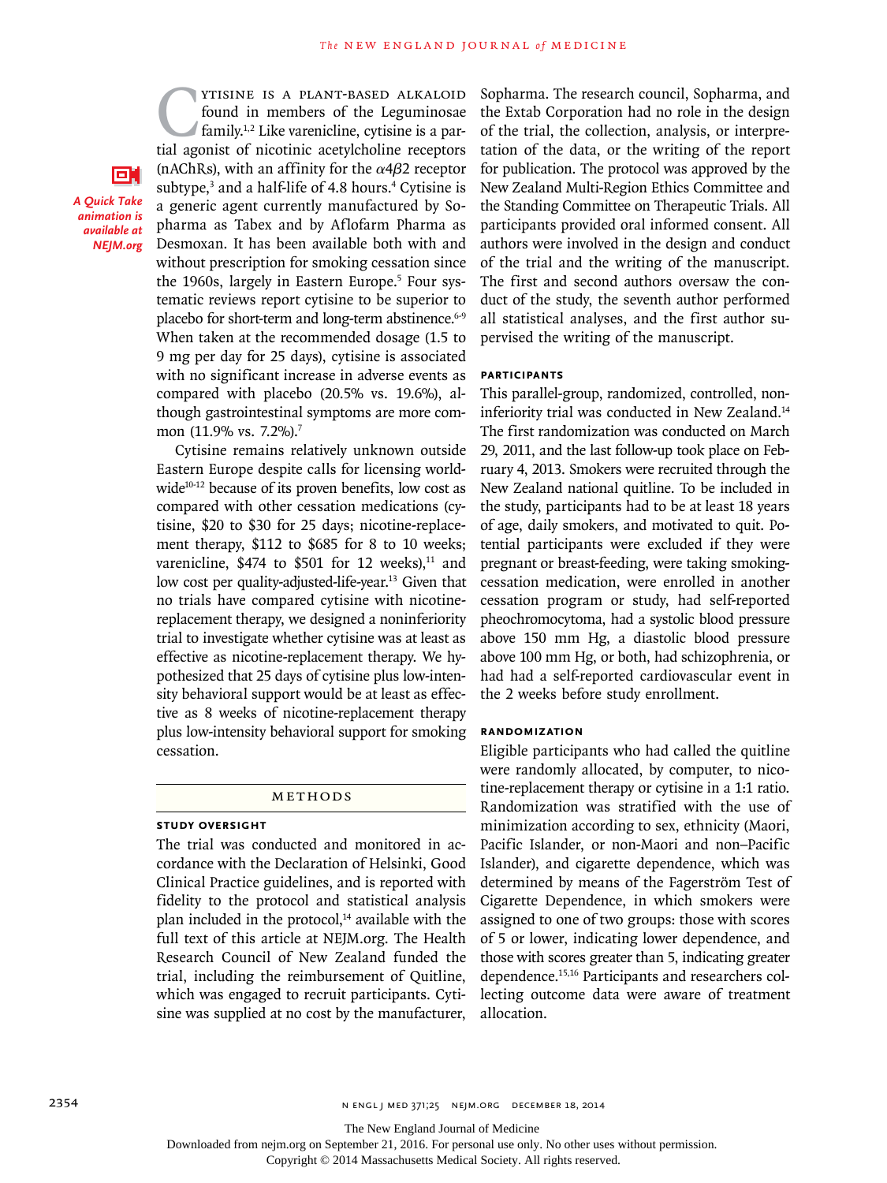Cytisine is a plant-based alkaloid found in members of the Leguminosae family.[1,2] Like varenicline, cytisine is a partial agonist of nicotinic acetylcholine receptors (nAChRs), with an affinity for the $\alpha 4\beta 2$ receptor subtype,[3] and a half-life of 4.8 hours.[4] Cytisine is a generic agent currently manufactured by Sopharma as Tabex and by Aflofarm Pharma as Desmoxan. It has been available both with and without prescription for smoking cessation since the 1960s, largely in Eastern Europe.[5] Four systematic reviews report cytisine to be superior to placebo for short-term and long-term abstinence.[6-9] When taken at the recommended dosage (1.5 to 9 mg per day for 25 days), cytisine is associated with no significant increase in adverse events as compared with placebo (20.5% vs. 19.6%), although gastrointestinal symptoms are more common (11.9% vs. 7.2%).[7]

*A Quick Take animation is available at NEJM.org*

Cytisine remains relatively unknown outside Eastern Europe despite calls for licensing worldwide[10-12] because of its proven benefits, low cost as compared with other cessation medications (cytisine, $20 to $30 for 25 days; nicotine-replacement therapy, $112 to $685 for 8 to 10 weeks; varenicline, $474 to $501 for 12 weeks),[11] and low cost per quality-adjusted-life-year.[13] Given that no trials have compared cytisine with nicotine-replacement therapy, we designed a noninferiority trial to investigate whether cytisine was at least as effective as nicotine-replacement therapy. We hypothesized that 25 days of cytisine plus low-intensity behavioral support would be at least as effective as 8 weeks of nicotine-replacement therapy plus low-intensity behavioral support for smoking cessation.

## METHODS

### STUDY OVERSIGHT

The trial was conducted and monitored in accordance with the Declaration of Helsinki, Good Clinical Practice guidelines, and is reported with fidelity to the protocol and statistical analysis plan included in the protocol,[14] available with the full text of this article at NEJM.org. The Health Research Council of New Zealand funded the trial, including the reimbursement of Quitline, which was engaged to recruit participants. Cytisine was supplied at no cost by the manufacturer, Sopharma. The research council, Sopharma, and the Extab Corporation had no role in the design of the trial, the collection, analysis, or interpretation of the data, or the writing of the report for publication. The protocol was approved by the New Zealand Multi-Region Ethics Committee and the Standing Committee on Therapeutic Trials. All participants provided oral informed consent. All authors were involved in the design and conduct of the trial and the writing of the manuscript. The first and second authors oversaw the conduct of the study, the seventh author performed all statistical analyses, and the first author supervised the writing of the manuscript.

### PARTICIPANTS

This parallel-group, randomized, controlled, noninferiority trial was conducted in New Zealand.[14] The first randomization was conducted on March 29, 2011, and the last follow-up took place on February 4, 2013. Smokers were recruited through the New Zealand national quitline. To be included in the study, participants had to be at least 18 years of age, daily smokers, and motivated to quit. Potential participants were excluded if they were pregnant or breast-feeding, were taking smoking-cessation medication, were enrolled in another cessation program or study, had self-reported pheochromocytoma, had a systolic blood pressure above 150 mm Hg, a diastolic blood pressure above 100 mm Hg, or both, had schizophrenia, or had had a self-reported cardiovascular event in the 2 weeks before study enrollment.

### RANDOMIZATION

Eligible participants who had called the quitline were randomly allocated, by computer, to nicotine-replacement therapy or cytisine in a 1:1 ratio. Randomization was stratified with the use of minimization according to sex, ethnicity (Maori, Pacific Islander, or non-Maori and non–Pacific Islander), and cigarette dependence, which was determined by means of the Fagerström Test of Cigarette Dependence, in which smokers were assigned to one of two groups: those with scores of 5 or lower, indicating lower dependence, and those with scores greater than 5, indicating greater dependence.[15,16] Participants and researchers collecting outcome data were aware of treatment allocation.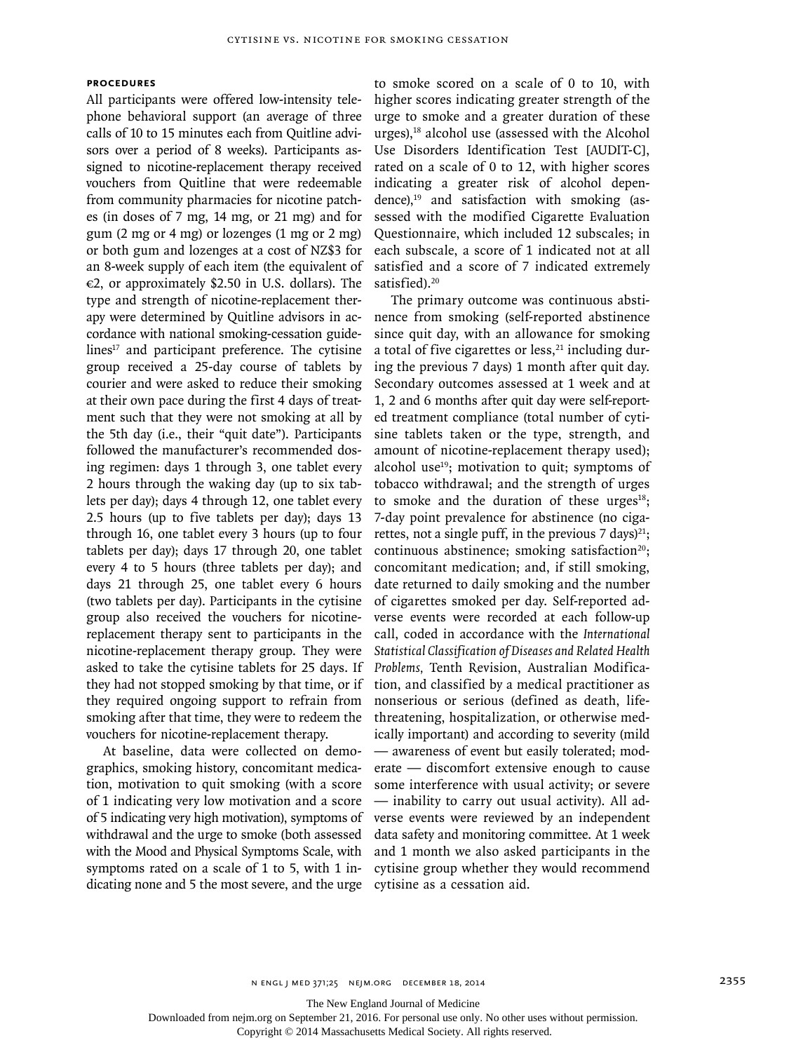### PROCEDURES

All participants were offered low-intensity telephone behavioral support (an average of three calls of 10 to 15 minutes each from Quitline advisors over a period of 8 weeks). Participants assigned to nicotine-replacement therapy received vouchers from Quitline that were redeemable from community pharmacies for nicotine patches (in doses of 7 mg, 14 mg, or 21 mg) and for gum (2 mg or 4 mg) or lozenges (1 mg or 2 mg) or both gum and lozenges at a cost of NZ$3 for an 8-week supply of each item (the equivalent of €2, or approximately $2.50 in U.S. dollars). The type and strength of nicotine-replacement therapy were determined by Quitline advisors in accordance with national smoking-cessation guidelines[17] and participant preference. The cytisine group received a 25-day course of tablets by courier and were asked to reduce their smoking at their own pace during the first 4 days of treatment such that they were not smoking at all by the 5th day (i.e., their "quit date"). Participants followed the manufacturer's recommended dosing regimen: days 1 through 3, one tablet every 2 hours through the waking day (up to six tablets per day); days 4 through 12, one tablet every 2.5 hours (up to five tablets per day); days 13 through 16, one tablet every 3 hours (up to four tablets per day); days 17 through 20, one tablet every 4 to 5 hours (three tablets per day); and days 21 through 25, one tablet every 6 hours (two tablets per day). Participants in the cytisine group also received the vouchers for nicotine-replacement therapy sent to participants in the nicotine-replacement therapy group. They were asked to take the cytisine tablets for 25 days. If they had not stopped smoking by that time, or if they required ongoing support to refrain from smoking after that time, they were to redeem the vouchers for nicotine-replacement therapy.

At baseline, data were collected on demographics, smoking history, concomitant medication, motivation to quit smoking (with a score of 1 indicating very low motivation and a score of 5 indicating very high motivation), symptoms of withdrawal and the urge to smoke (both assessed with the Mood and Physical Symptoms Scale, with symptoms rated on a scale of 1 to 5, with 1 indicating none and 5 the most severe, and the urge to smoke scored on a scale of 0 to 10, with higher scores indicating greater strength of the urge to smoke and a greater duration of these urges),[18] alcohol use (assessed with the Alcohol Use Disorders Identification Test [AUDIT-C], rated on a scale of 0 to 12, with higher scores indicating a greater risk of alcohol dependence),[19] and satisfaction with smoking (assessed with the modified Cigarette Evaluation Questionnaire, which included 12 subscales; in each subscale, a score of 1 indicated not at all satisfied and a score of 7 indicated extremely satisfied).[20]

The primary outcome was continuous abstinence from smoking (self-reported abstinence since quit day, with an allowance for smoking a total of five cigarettes or less,[21] including during the previous 7 days) 1 month after quit day. Secondary outcomes assessed at 1 week and at 1, 2 and 6 months after quit day were self-reported treatment compliance (total number of cytisine tablets taken or the type, strength, and amount of nicotine-replacement therapy used); alcohol use[19]; motivation to quit; symptoms of tobacco withdrawal; and the strength of urges to smoke and the duration of these urges[18]; 7-day point prevalence for abstinence (no cigarettes, not a single puff, in the previous 7 days)[21]; continuous abstinence; smoking satisfaction[20]; concomitant medication; and, if still smoking, date returned to daily smoking and the number of cigarettes smoked per day. Self-reported adverse events were recorded at each follow-up call, coded in accordance with the *International Statistical Classification of Diseases and Related Health Problems,* Tenth Revision, Australian Modification, and classified by a medical practitioner as nonserious or serious (defined as death, life-threatening, hospitalization, or otherwise medically important) and according to severity (mild — awareness of event but easily tolerated; moderate — discomfort extensive enough to cause some interference with usual activity; or severe — inability to carry out usual activity). All adverse events were reviewed by an independent data safety and monitoring committee. At 1 week and 1 month we also asked participants in the cytisine group whether they would recommend cytisine as a cessation aid.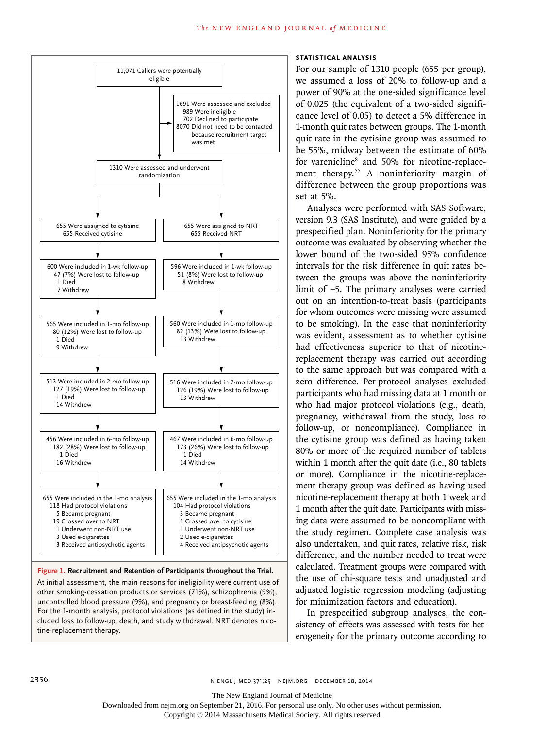11,071 Callers were potentially eligible

1691 Were assessed and excluded
- 989 Were ineligible
- 702 Declined to participate
- 8070 Did not need to be contacted because recruitment target was met

1310 Were assessed and underwent randomization

| Cytisine | NRT |
|---|---|
| 655 Were assigned to cytisine; 655 Received cytisine | 655 Were assigned to NRT; 655 Received NRT |
| 600 Were included in 1-wk follow-up; 47 (7%) Were lost to follow-up; 1 Died; 7 Withdrew | 596 Were included in 1-wk follow-up; 51 (8%) Were lost to follow-up; 8 Withdrew |
| 565 Were included in 1-mo follow-up; 80 (12%) Were lost to follow-up; 1 Died; 9 Withdrew | 560 Were included in 1-mo follow-up; 82 (13%) Were lost to follow-up; 13 Withdrew |
| 513 Were included in 2-mo follow-up; 127 (19%) Were lost to follow-up; 1 Died; 14 Withdrew | 516 Were included in 2-mo follow-up; 126 (19%) Were lost to follow-up; 13 Withdrew |
| 456 Were included in 6-mo follow-up; 182 (28%) Were lost to follow-up; 1 Died; 16 Withdrew | 467 Were included in 6-mo follow-up; 173 (26%) Were lost to follow-up; 1 Died; 14 Withdrew |
| 655 Were included in the 1-mo analysis; 118 Had protocol violations; 5 Became pregnant; 19 Crossed over to NRT; 1 Underwent non-NRT use; 3 Used e-cigarettes; 3 Received antipsychotic agents | 655 Were included in the 1-mo analysis; 104 Had protocol violations; 3 Became pregnant; 1 Crossed over to cytisine; 1 Underwent non-NRT use; 2 Used e-cigarettes; 4 Received antipsychotic agents |

**Figure 1. Recruitment and Retention of Participants throughout the Trial.**

At initial assessment, the main reasons for ineligibility were current use of other smoking-cessation products or services (71%), schizophrenia (9%), uncontrolled blood pressure (9%), and pregnancy or breast-feeding (8%). For the 1-month analysis, protocol violations (as defined in the study) included loss to follow-up, death, and study withdrawal. NRT denotes nicotine-replacement therapy.

### STATISTICAL ANALYSIS

For our sample of 1310 people (655 per group), we assumed a loss of 20% to follow-up and a power of 90% at the one-sided significance level of 0.025 (the equivalent of a two-sided significance level of 0.05) to detect a 5% difference in 1-month quit rates between groups. The 1-month quit rate in the cytisine group was assumed to be 55%, midway between the estimate of 60% for varenicline[8] and 50% for nicotine-replacement therapy.[22] A noninferiority margin of difference between the group proportions was set at 5%.

Analyses were performed with SAS Software, version 9.3 (SAS Institute), and were guided by a prespecified plan. Noninferiority for the primary outcome was evaluated by observing whether the lower bound of the two-sided 95% confidence intervals for the risk difference in quit rates between the groups was above the noninferiority limit of −5. The primary analyses were carried out on an intention-to-treat basis (participants for whom outcomes were missing were assumed to be smoking). In the case that noninferiority was evident, assessment as to whether cytisine had effectiveness superior to that of nicotine-replacement therapy was carried out according to the same approach but was compared with a zero difference. Per-protocol analyses excluded participants who had missing data at 1 month or who had major protocol violations (e.g., death, pregnancy, withdrawal from the study, loss to follow-up, or noncompliance). Compliance in the cytisine group was defined as having taken 80% or more of the required number of tablets within 1 month after the quit date (i.e., 80 tablets or more). Compliance in the nicotine-replacement therapy group was defined as having used nicotine-replacement therapy at both 1 week and 1 month after the quit date. Participants with missing data were assumed to be noncompliant with the study regimen. Complete case analysis was also undertaken, and quit rates, relative risk, risk difference, and the number needed to treat were calculated. Treatment groups were compared with the use of chi-square tests and unadjusted and adjusted logistic regression modeling (adjusting for minimization factors and education).

In prespecified subgroup analyses, the consistency of effects was assessed with tests for heterogeneity for the primary outcome according to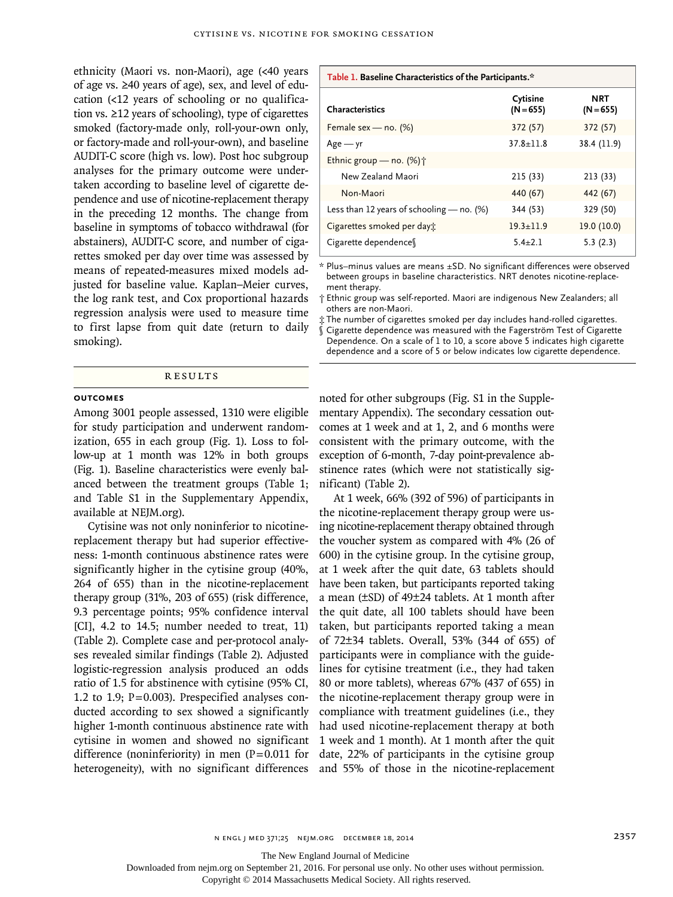ethnicity (Maori vs. non-Maori), age (<40 years of age vs. ≥40 years of age), sex, and level of education (<12 years of schooling or no qualification vs. ≥12 years of schooling), type of cigarettes smoked (factory-made only, roll-your-own only, or factory-made and roll-your-own), and baseline AUDIT-C score (high vs. low). Post hoc subgroup analyses for the primary outcome were undertaken according to baseline level of cigarette dependence and use of nicotine-replacement therapy in the preceding 12 months. The change from baseline in symptoms of tobacco withdrawal (for abstainers), AUDIT-C score, and number of cigarettes smoked per day over time was assessed by means of repeated-measures mixed models adjusted for baseline value. Kaplan–Meier curves, the log rank test, and Cox proportional hazards regression analysis were used to measure time to first lapse from quit date (return to daily smoking).

**Table 1. Baseline Characteristics of the Participants.***

| Characteristics | Cytisine (N=655) | NRT (N=655) |
|---|---|---|
| Female sex — no. (%) | 372 (57) | 372 (57) |
| Age — yr | 37.8±11.8 | 38.4 (11.9) |
| Ethnic group — no. (%)† | | |
| New Zealand Maori | 215 (33) | 213 (33) |
| Non-Maori | 440 (67) | 442 (67) |
| Less than 12 years of schooling — no. (%) | 344 (53) | 329 (50) |
| Cigarettes smoked per day‡ | 19.3±11.9 | 19.0 (10.0) |
| Cigarette dependence§ | 5.4±2.1 | 5.3 (2.3) |

\* Plus–minus values are means ±SD. No significant differences were observed between groups in baseline characteristics. NRT denotes nicotine-replacement therapy.

† Ethnic group was self-reported. Maori are indigenous New Zealanders; all others are non-Maori.

‡ The number of cigarettes smoked per day includes hand-rolled cigarettes.

§ Cigarette dependence was measured with the Fagerström Test of Cigarette Dependence. On a scale of 1 to 10, a score above 5 indicates high cigarette dependence and a score of 5 or below indicates low cigarette dependence.

## RESULTS

### OUTCOMES

Among 3001 people assessed, 1310 were eligible for study participation and underwent randomization, 655 in each group (Fig. 1). Loss to follow-up at 1 month was 12% in both groups (Fig. 1). Baseline characteristics were evenly balanced between the treatment groups (Table 1; and Table S1 in the Supplementary Appendix, available at NEJM.org).

Cytisine was not only noninferior to nicotine-replacement therapy but had superior effectiveness: 1-month continuous abstinence rates were significantly higher in the cytisine group (40%, 264 of 655) than in the nicotine-replacement therapy group (31%, 203 of 655) (risk difference, 9.3 percentage points; 95% confidence interval [CI], 4.2 to 14.5; number needed to treat, 11) (Table 2). Complete case and per-protocol analyses revealed similar findings (Table 2). Adjusted logistic-regression analysis produced an odds ratio of 1.5 for abstinence with cytisine (95% CI, 1.2 to 1.9; P=0.003). Prespecified analyses conducted according to sex showed a significantly higher 1-month continuous abstinence rate with cytisine in women and showed no significant difference (noninferiority) in men (P=0.011 for heterogeneity), with no significant differences noted for other subgroups (Fig. S1 in the Supplementary Appendix). The secondary cessation outcomes at 1 week and at 1, 2, and 6 months were consistent with the primary outcome, with the exception of 6-month, 7-day point-prevalence abstinence rates (which were not statistically significant) (Table 2).

At 1 week, 66% (392 of 596) of participants in the nicotine-replacement therapy group were using nicotine-replacement therapy obtained through the voucher system as compared with 4% (26 of 600) in the cytisine group. In the cytisine group, at 1 week after the quit date, 63 tablets should have been taken, but participants reported taking a mean (±SD) of 49±24 tablets. At 1 month after the quit date, all 100 tablets should have been taken, but participants reported taking a mean of 72±34 tablets. Overall, 53% (344 of 655) of participants were in compliance with the guidelines for cytisine treatment (i.e., they had taken 80 or more tablets), whereas 67% (437 of 655) in the nicotine-replacement therapy group were in compliance with treatment guidelines (i.e., they had used nicotine-replacement therapy at both 1 week and 1 month). At 1 month after the quit date, 22% of participants in the cytisine group and 55% of those in the nicotine-replacement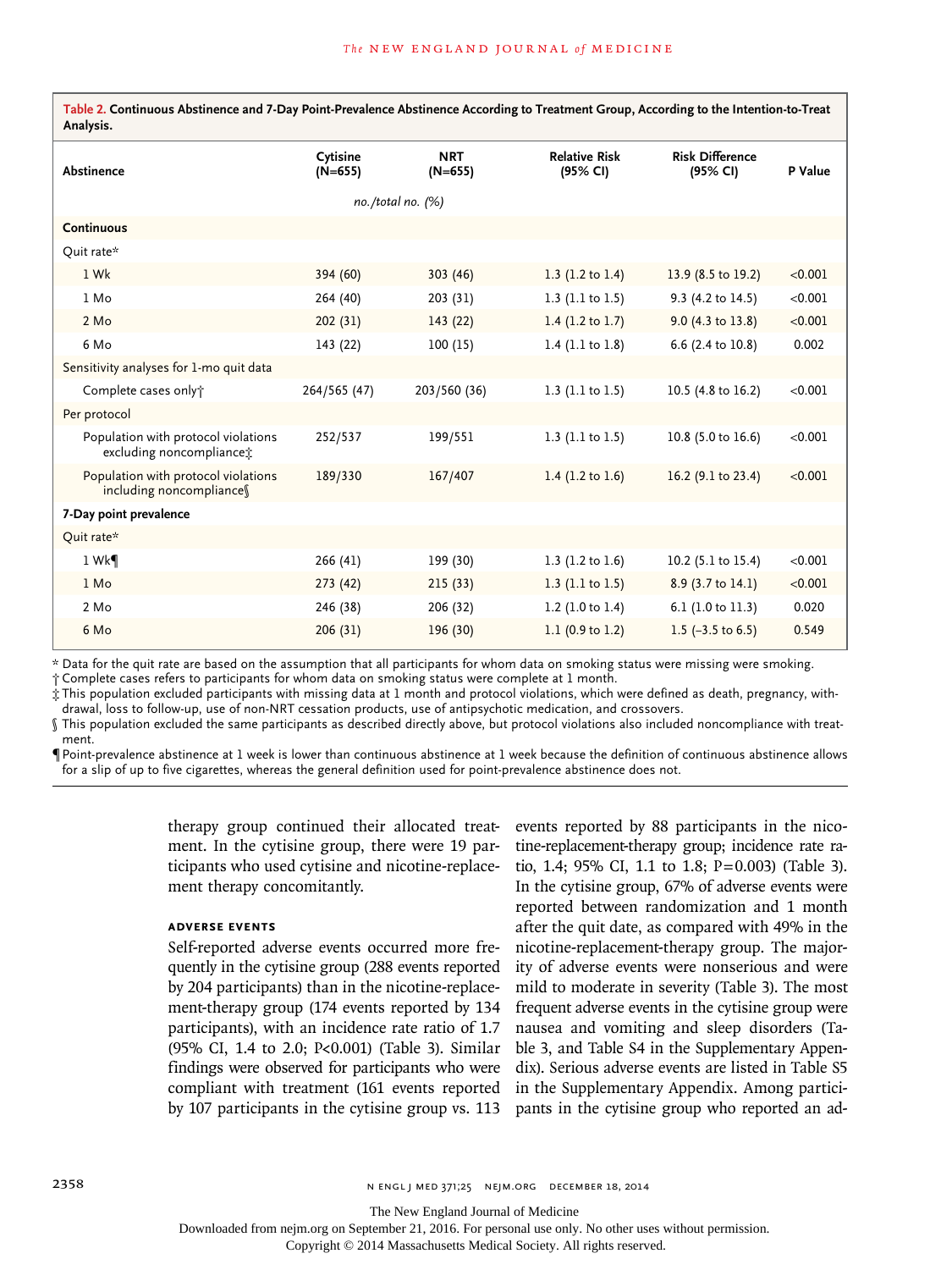**Table 2. Continuous Abstinence and 7-Day Point-Prevalence Abstinence According to Treatment Group, According to the Intention-to-Treat Analysis.**

| Abstinence | Cytisine (N=655) | NRT (N=655) | Relative Risk (95% CI) | Risk Difference (95% CI) | P Value |
|---|---|---|---|---|---|
| | *no./total no. (%)* | | | | |
| **Continuous** | | | | | |
| Quit rate* | | | | | |
| 1 Wk | 394 (60) | 303 (46) | 1.3 (1.2 to 1.4) | 13.9 (8.5 to 19.2) | <0.001 |
| 1 Mo | 264 (40) | 203 (31) | 1.3 (1.1 to 1.5) | 9.3 (4.2 to 14.5) | <0.001 |
| 2 Mo | 202 (31) | 143 (22) | 1.4 (1.2 to 1.7) | 9.0 (4.3 to 13.8) | <0.001 |
| 6 Mo | 143 (22) | 100 (15) | 1.4 (1.1 to 1.8) | 6.6 (2.4 to 10.8) | 0.002 |
| Sensitivity analyses for 1-mo quit data | | | | | |
| Complete cases only† | 264/565 (47) | 203/560 (36) | 1.3 (1.1 to 1.5) | 10.5 (4.8 to 16.2) | <0.001 |
| Per protocol | | | | | |
| Population with protocol violations excluding noncompliance‡ | 252/537 | 199/551 | 1.3 (1.1 to 1.5) | 10.8 (5.0 to 16.6) | <0.001 |
| Population with protocol violations including noncompliance§ | 189/330 | 167/407 | 1.4 (1.2 to 1.6) | 16.2 (9.1 to 23.4) | <0.001 |
| **7-Day point prevalence** | | | | | |
| Quit rate* | | | | | |
| 1 Wk¶ | 266 (41) | 199 (30) | 1.3 (1.2 to 1.6) | 10.2 (5.1 to 15.4) | <0.001 |
| 1 Mo | 273 (42) | 215 (33) | 1.3 (1.1 to 1.5) | 8.9 (3.7 to 14.1) | <0.001 |
| 2 Mo | 246 (38) | 206 (32) | 1.2 (1.0 to 1.4) | 6.1 (1.0 to 11.3) | 0.020 |
| 6 Mo | 206 (31) | 196 (30) | 1.1 (0.9 to 1.2) | 1.5 (−3.5 to 6.5) | 0.549 |

\* Data for the quit rate are based on the assumption that all participants for whom data on smoking status were missing were smoking.

† Complete cases refers to participants for whom data on smoking status were complete at 1 month.

‡ This population excluded participants with missing data at 1 month and protocol violations, which were defined as death, pregnancy, withdrawal, loss to follow-up, use of non-NRT cessation products, use of antipsychotic medication, and crossovers.

§ This population excluded the same participants as described directly above, but protocol violations also included noncompliance with treatment.

¶ Point-prevalence abstinence at 1 week is lower than continuous abstinence at 1 week because the definition of continuous abstinence allows for a slip of up to five cigarettes, whereas the general definition used for point-prevalence abstinence does not.

therapy group continued their allocated treatment. In the cytisine group, there were 19 participants who used cytisine and nicotine-replacement therapy concomitantly.

### ADVERSE EVENTS

Self-reported adverse events occurred more frequently in the cytisine group (288 events reported by 204 participants) than in the nicotine-replacement-therapy group (174 events reported by 134 participants), with an incidence rate ratio of 1.7 (95% CI, 1.4 to 2.0; P<0.001) (Table 3). Similar findings were observed for participants who were compliant with treatment (161 events reported by 107 participants in the cytisine group vs. 113 events reported by 88 participants in the nicotine-replacement-therapy group; incidence rate ratio, 1.4; 95% CI, 1.1 to 1.8; P=0.003) (Table 3). In the cytisine group, 67% of adverse events were reported between randomization and 1 month after the quit date, as compared with 49% in the nicotine-replacement-therapy group. The majority of adverse events were nonserious and were mild to moderate in severity (Table 3). The most frequent adverse events in the cytisine group were nausea and vomiting and sleep disorders (Table 3, and Table S4 in the Supplementary Appendix). Serious adverse events are listed in Table S5 in the Supplementary Appendix. Among participants in the cytisine group who reported an ad-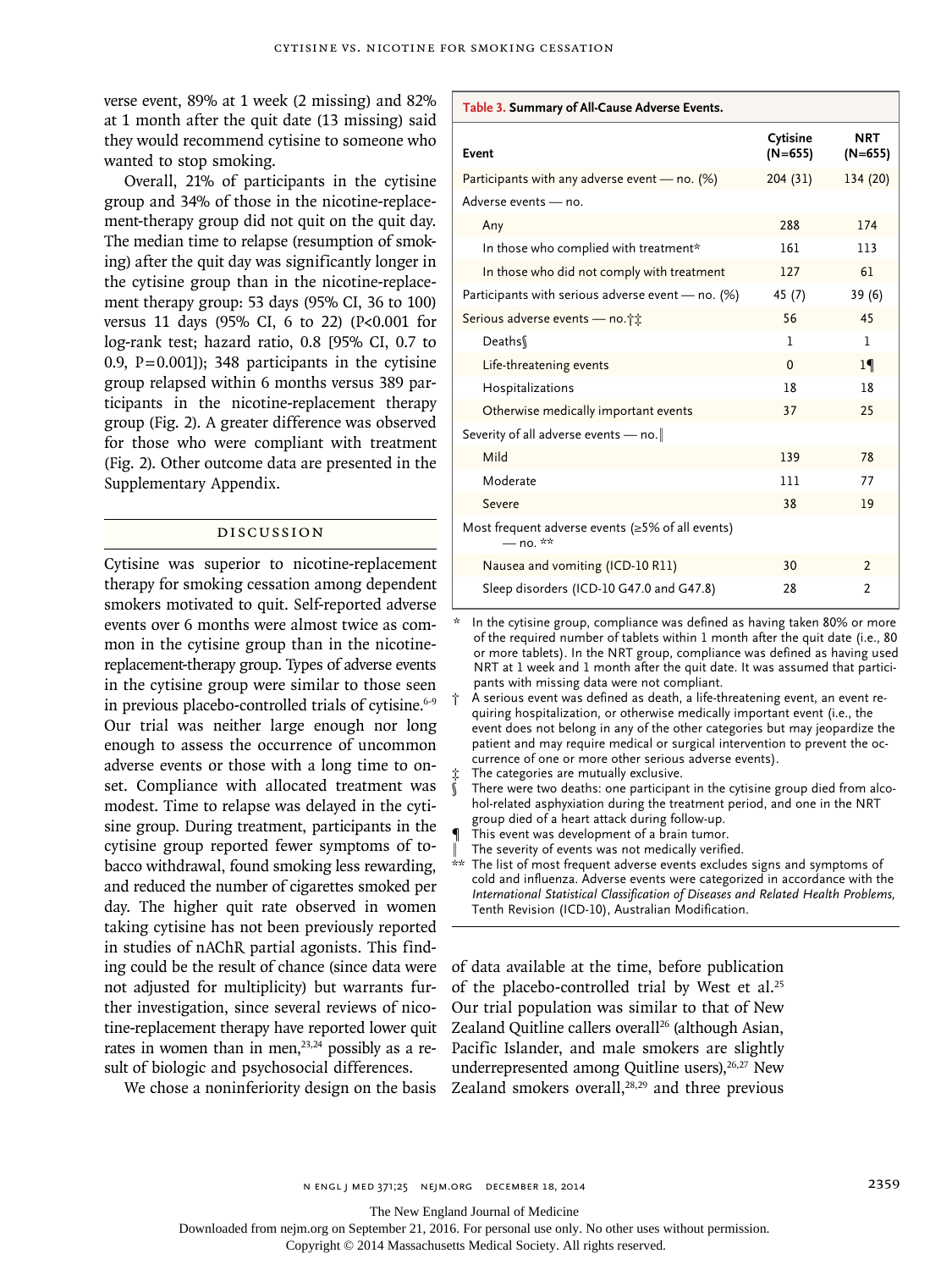verse event, 89% at 1 week (2 missing) and 82% at 1 month after the quit date (13 missing) said they would recommend cytisine to someone who wanted to stop smoking.

Overall, 21% of participants in the cytisine group and 34% of those in the nicotine-replacement-therapy group did not quit on the quit day. The median time to relapse (resumption of smoking) after the quit day was significantly longer in the cytisine group than in the nicotine-replacement therapy group: 53 days (95% CI, 36 to 100) versus 11 days (95% CI, 6 to 22) (P<0.001 for log-rank test; hazard ratio, 0.8 [95% CI, 0.7 to 0.9, P=0.001]); 348 participants in the cytisine group relapsed within 6 months versus 389 participants in the nicotine-replacement therapy group (Fig. 2). A greater difference was observed for those who were compliant with treatment (Fig. 2). Other outcome data are presented in the Supplementary Appendix.

**Table 3. Summary of All-Cause Adverse Events.**

| Event | Cytisine (N=655) | NRT (N=655) |
|---|---|---|
| Participants with any adverse event — no. (%) | 204 (31) | 134 (20) |
| Adverse events — no. | | |
| Any | 288 | 174 |
| In those who complied with treatment* | 161 | 113 |
| In those who did not comply with treatment | 127 | 61 |
| Participants with serious adverse event — no. (%) | 45 (7) | 39 (6) |
| Serious adverse events — no.†‡ | 56 | 45 |
| Deaths§ | 1 | 1 |
| Life-threatening events | 0 | 1¶ |
| Hospitalizations | 18 | 18 |
| Otherwise medically important events | 37 | 25 |
| Severity of all adverse events — no.‖ | | |
| Mild | 139 | 78 |
| Moderate | 111 | 77 |
| Severe | 38 | 19 |
| Most frequent adverse events (≥5% of all events) — no. ** | | |
| Nausea and vomiting (ICD-10 R11) | 30 | 2 |
| Sleep disorders (ICD-10 G47.0 and G47.8) | 28 | 2 |

\* In the cytisine group, compliance was defined as having taken 80% or more of the required number of tablets within 1 month after the quit date (i.e., 80 or more tablets). In the NRT group, compliance was defined as having used NRT at 1 week and 1 month after the quit date. It was assumed that participants with missing data were not compliant.

† A serious event was defined as death, a life-threatening event, an event requiring hospitalization, or otherwise medically important event (i.e., the event does not belong in any of the other categories but may jeopardize the patient and may require medical or surgical intervention to prevent the occurrence of one or more other serious adverse events).

‡ The categories are mutually exclusive.

§ There were two deaths: one participant in the cytisine group died from alcohol-related asphyxiation during the treatment period, and one in the NRT group died of a heart attack during follow-up.

¶ This event was development of a brain tumor.

‖ The severity of events was not medically verified.

** The list of most frequent adverse events excludes signs and symptoms of cold and influenza. Adverse events were categorized in accordance with the *International Statistical Classification of Diseases and Related Health Problems,* Tenth Revision (ICD-10), Australian Modification.

## Discussion

Cytisine was superior to nicotine-replacement therapy for smoking cessation among dependent smokers motivated to quit. Self-reported adverse events over 6 months were almost twice as common in the cytisine group than in the nicotine-replacement-therapy group. Types of adverse events in the cytisine group were similar to those seen in previous placebo-controlled trials of cytisine.[6-9] Our trial was neither large enough nor long enough to assess the occurrence of uncommon adverse events or those with a long time to onset. Compliance with allocated treatment was modest. Time to relapse was delayed in the cytisine group. During treatment, participants in the cytisine group reported fewer symptoms of tobacco withdrawal, found smoking less rewarding, and reduced the number of cigarettes smoked per day. The higher quit rate observed in women taking cytisine has not been previously reported in studies of nAChR partial agonists. This finding could be the result of chance (since data were not adjusted for multiplicity) but warrants further investigation, since several reviews of nicotine-replacement therapy have reported lower quit rates in women than in men,[23,24] possibly as a result of biologic and psychosocial differences.

We chose a noninferiority design on the basis of data available at the time, before publication of the placebo-controlled trial by West et al.[25] Our trial population was similar to that of New Zealand Quitline callers overall[26] (although Asian, Pacific Islander, and male smokers are slightly underrepresented among Quitline users),[26,27] New Zealand smokers overall,[28,29] and three previous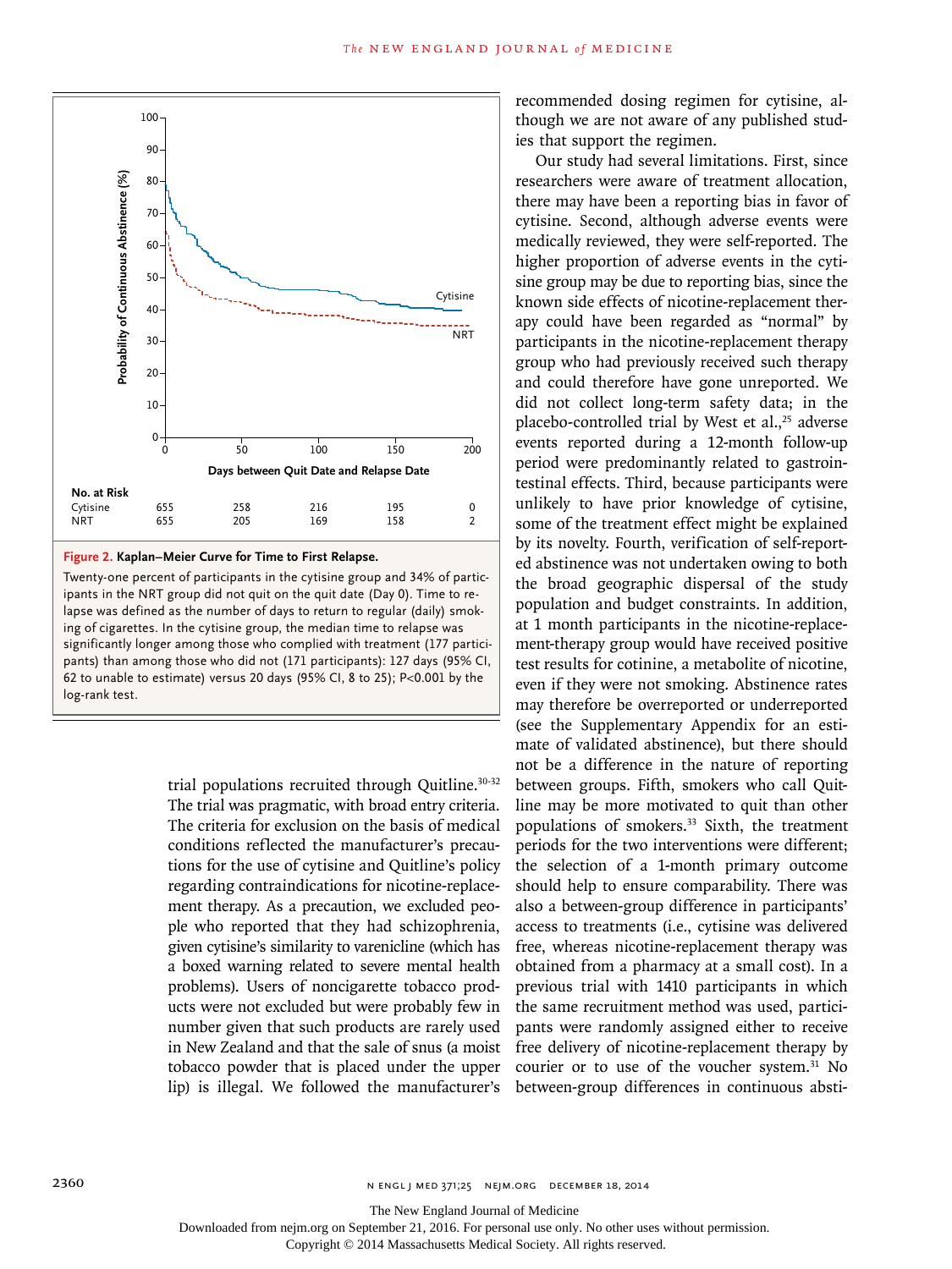| No. at Risk | 0 | 50 | 100 | 150 | 200 |
|---|---|---|---|---|---|
| Cytisine | 655 | 258 | 216 | 195 | 0 |
| NRT | 655 | 205 | 169 | 158 | 2 |

**Figure 2. Kaplan–Meier Curve for Time to First Relapse.**

Twenty-one percent of participants in the cytisine group and 34% of participants in the NRT group did not quit on the quit date (Day 0). Time to relapse was defined as the number of days to return to regular (daily) smoking of cigarettes. In the cytisine group, the median time to relapse was significantly longer among those who complied with treatment (177 participants) than among those who did not (171 participants): 127 days (95% CI, 62 to unable to estimate) versus 20 days (95% CI, 8 to 25); P<0.001 by the log-rank test.

trial populations recruited through Quitline.[30-32] The trial was pragmatic, with broad entry criteria. The criteria for exclusion on the basis of medical conditions reflected the manufacturer's precautions for the use of cytisine and Quitline's policy regarding contraindications for nicotine-replacement therapy. As a precaution, we excluded people who reported that they had schizophrenia, given cytisine's similarity to varenicline (which has a boxed warning related to severe mental health problems). Users of noncigarette tobacco products were not excluded but were probably few in number given that such products are rarely used in New Zealand and that the sale of snus (a moist tobacco powder that is placed under the upper lip) is illegal. We followed the manufacturer's recommended dosing regimen for cytisine, although we are not aware of any published studies that support the regimen.

Our study had several limitations. First, since researchers were aware of treatment allocation, there may have been a reporting bias in favor of cytisine. Second, although adverse events were medically reviewed, they were self-reported. The higher proportion of adverse events in the cytisine group may be due to reporting bias, since the known side effects of nicotine-replacement therapy could have been regarded as "normal" by participants in the nicotine-replacement therapy group who had previously received such therapy and could therefore have gone unreported. We did not collect long-term safety data; in the placebo-controlled trial by West et al.,[25] adverse events reported during a 12-month follow-up period were predominantly related to gastrointestinal effects. Third, because participants were unlikely to have prior knowledge of cytisine, some of the treatment effect might be explained by its novelty. Fourth, verification of self-reported abstinence was not undertaken owing to both the broad geographic dispersal of the study population and budget constraints. In addition, at 1 month participants in the nicotine-replacement-therapy group would have received positive test results for cotinine, a metabolite of nicotine, even if they were not smoking. Abstinence rates may therefore be overreported or underreported (see the Supplementary Appendix for an estimate of validated abstinence), but there should not be a difference in the nature of reporting between groups. Fifth, smokers who call Quitline may be more motivated to quit than other populations of smokers.[33] Sixth, the treatment periods for the two interventions were different; the selection of a 1-month primary outcome should help to ensure comparability. There was also a between-group difference in participants' access to treatments (i.e., cytisine was delivered free, whereas nicotine-replacement therapy was obtained from a pharmacy at a small cost). In a previous trial with 1410 participants in which the same recruitment method was used, participants were randomly assigned either to receive free delivery of nicotine-replacement therapy by courier or to use of the voucher system.[31] No between-group differences in continuous absti-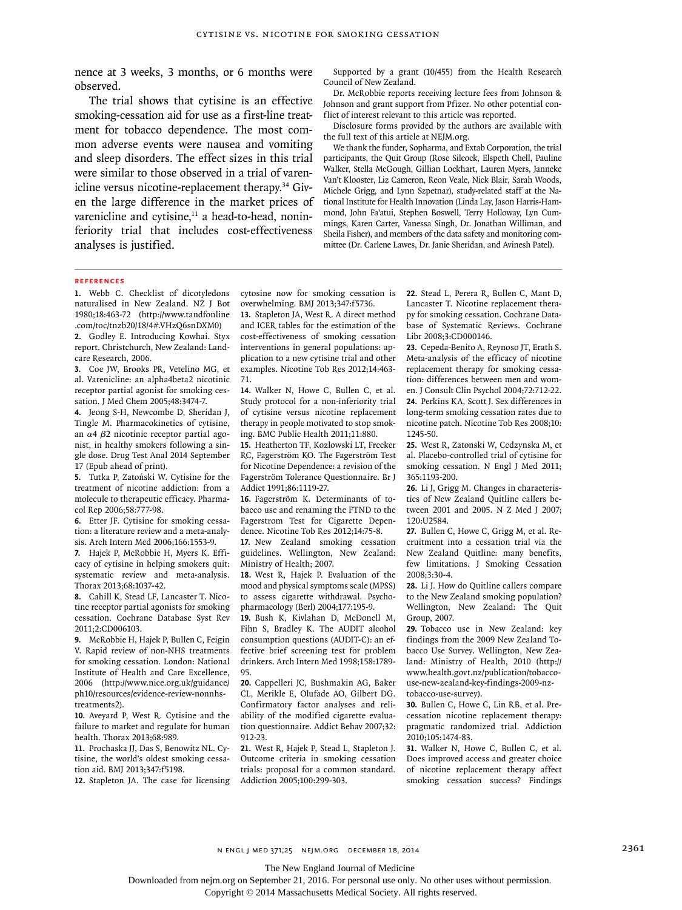nence at 3 weeks, 3 months, or 6 months were observed.

The trial shows that cytisine is an effective smoking-cessation aid for use as a first-line treatment for tobacco dependence. The most common adverse events were nausea and vomiting and sleep disorders. The effect sizes in this trial were similar to those observed in a trial of varenicline versus nicotine-replacement therapy.[34] Given the large difference in the market prices of varenicline and cytisine,[11] a head-to-head, noninferiority trial that includes cost-effectiveness analyses is justified.

Supported by a grant (10/455) from the Health Research Council of New Zealand.

Dr. McRobbie reports receiving lecture fees from Johnson & Johnson and grant support from Pfizer. No other potential conflict of interest relevant to this article was reported.

Disclosure forms provided by the authors are available with the full text of this article at NEJM.org.

We thank the funder, Sopharma, and Extab Corporation, the trial participants, the Quit Group (Rose Silcock, Elspeth Chell, Pauline Walker, Stella McGough, Gillian Lockhart, Lauren Myers, Janneke Van't Klooster, Liz Cameron, Reon Veale, Nick Blair, Sarah Woods, Michele Grigg, and Lynn Szpetnar), study-related staff at the National Institute for Health Innovation (Linda Lay, Jason Harris-Hammond, John Fa'atui, Stephen Boswell, Terry Holloway, Lyn Cummings, Karen Carter, Vanessa Singh, Dr. Jonathan Williman, and Sheila Fisher), and members of the data safety and monitoring committee (Dr. Carlene Lawes, Dr. Janie Sheridan, and Avinesh Patel).

## References

1. Webb C. Checklist of dicotyledons naturalised in New Zealand. NZ J Bot 1980;18:463-72 (http://www.tandfonline.com/toc/tnzb20/18/4#.VHzQ6snDXM0)
2. Godley E. Introducing Kowhai. Styx report. Christchurch, New Zealand: Landcare Research, 2006.
3. Coe JW, Brooks PR, Vetelino MG, et al. Varenicline: an alpha4beta2 nicotinic receptor partial agonist for smoking cessation. J Med Chem 2005;48:3474-7.
4. Jeong S-H, Newcombe D, Sheridan J, Tingle M. Pharmacokinetics of cytisine, an α4 β2 nicotinic receptor partial agonist, in healthy smokers following a single dose. Drug Test Anal 2014 September 17 (Epub ahead of print).
5. Tutka P, Zatoński W. Cytisine for the treatment of nicotine addiction: from a molecule to therapeutic efficacy. Pharmacol Rep 2006;58:777-98.
6. Etter JF. Cytisine for smoking cessation: a literature review and a meta-analysis. Arch Intern Med 2006;166:1553-9.
7. Hajek P, McRobbie H, Myers K. Efficacy of cytisine in helping smokers quit: systematic review and meta-analysis. Thorax 2013;68:1037-42.
8. Cahill K, Stead LF, Lancaster T. Nicotine receptor partial agonists for smoking cessation. Cochrane Database Syst Rev 2011;2:CD006103.
9. McRobbie H, Hajek P, Bullen C, Feigin V. Rapid review of non-NHS treatments for smoking cessation. London: National Institute of Health and Care Excellence, 2006 (http://www.nice.org.uk/guidance/ph10/resources/evidence-review-nonnhs-treatments2).
10. Aveyard P, West R. Cytisine and the failure to market and regulate for human health. Thorax 2013;68:989.
11. Prochaska JJ, Das S, Benowitz NL. Cytisine, the world's oldest smoking cessation aid. BMJ 2013;347:f5198.
12. Stapleton JA. The case for licensing cytosine now for smoking cessation is overwhelming. BMJ 2013;347:f5736.
13. Stapleton JA, West R. A direct method and ICER tables for the estimation of the cost-effectiveness of smoking cessation interventions in general populations: application to a new cytisine trial and other examples. Nicotine Tob Res 2012;14:463-71.
14. Walker N, Howe C, Bullen C, et al. Study protocol for a non-inferiority trial of cytisine versus nicotine replacement therapy in people motivated to stop smoking. BMC Public Health 2011;11:880.
15. Heatherton TF, Kozlowski LT, Frecker RC, Fagerström KO. The Fagerström Test for Nicotine Dependence: a revision of the Fagerström Tolerance Questionnaire. Br J Addict 1991;86:1119-27.
16. Fagerström K. Determinants of tobacco use and renaming the FTND to the Fagerstrom Test for Cigarette Dependence. Nicotine Tob Res 2012;14:75-8.
17. New Zealand smoking cessation guidelines. Wellington, New Zealand: Ministry of Health; 2007.
18. West R, Hajek P. Evaluation of the mood and physical symptoms scale (MPSS) to assess cigarette withdrawal. Psychopharmacology (Berl) 2004;177:195-9.
19. Bush K, Kivlahan D, McDonell M, Fihn S, Bradley K. The AUDIT alcohol consumption questions (AUDIT-C): an effective brief screening test for problem drinkers. Arch Intern Med 1998;158:1789-95.
20. Cappelleri JC, Bushmakin AG, Baker CL, Merikle E, Olufade AO, Gilbert DG. Confirmatory factor analyses and reliability of the modified cigarette evaluation questionnaire. Addict Behav 2007;32:912-23.
21. West R, Hajek P, Stead L, Stapleton J. Outcome criteria in smoking cessation trials: proposal for a common standard. Addiction 2005;100:299-303.
22. Stead L, Perera R, Bullen C, Mant D, Lancaster T. Nicotine replacement therapy for smoking cessation. Cochrane Database of Systematic Reviews. Cochrane Libr 2008;3:CD000146.
23. Cepeda-Benito A, Reynoso JT, Erath S. Meta-analysis of the efficacy of nicotine replacement therapy for smoking cessation: differences between men and women. J Consult Clin Psychol 2004;72:712-22.
24. Perkins KA, Scott J. Sex differences in long-term smoking cessation rates due to nicotine patch. Nicotine Tob Res 2008;10:1245-50.
25. West R, Zatonski W, Cedzynska M, et al. Placebo-controlled trial of cytisine for smoking cessation. N Engl J Med 2011;365:1193-200.
26. Li J, Grigg M. Changes in characteristics of New Zealand Quitline callers between 2001 and 2005. N Z Med J 2007;120:U2584.
27. Bullen C, Howe C, Grigg M, et al. Recruitment into a cessation trial via the New Zealand Quitline: many benefits, few limitations. J Smoking Cessation 2008;3:30-4.
28. Li J. How do Quitline callers compare to the New Zealand smoking population? Wellington, New Zealand: The Quit Group, 2007.
29. Tobacco use in New Zealand: key findings from the 2009 New Zealand Tobacco Use Survey. Wellington, New Zealand: Ministry of Health, 2010 (http://www.health.govt.nz/publication/tobacco-use-new-zealand-key-findings-2009-nz-tobacco-use-survey).
30. Bullen C, Howe C, Lin RB, et al. Pre-cessation nicotine replacement therapy: pragmatic randomized trial. Addiction 2010;105:1474-83.
31. Walker N, Howe C, Bullen C, et al. Does improved access and greater choice of nicotine replacement therapy affect smoking cessation success? Findings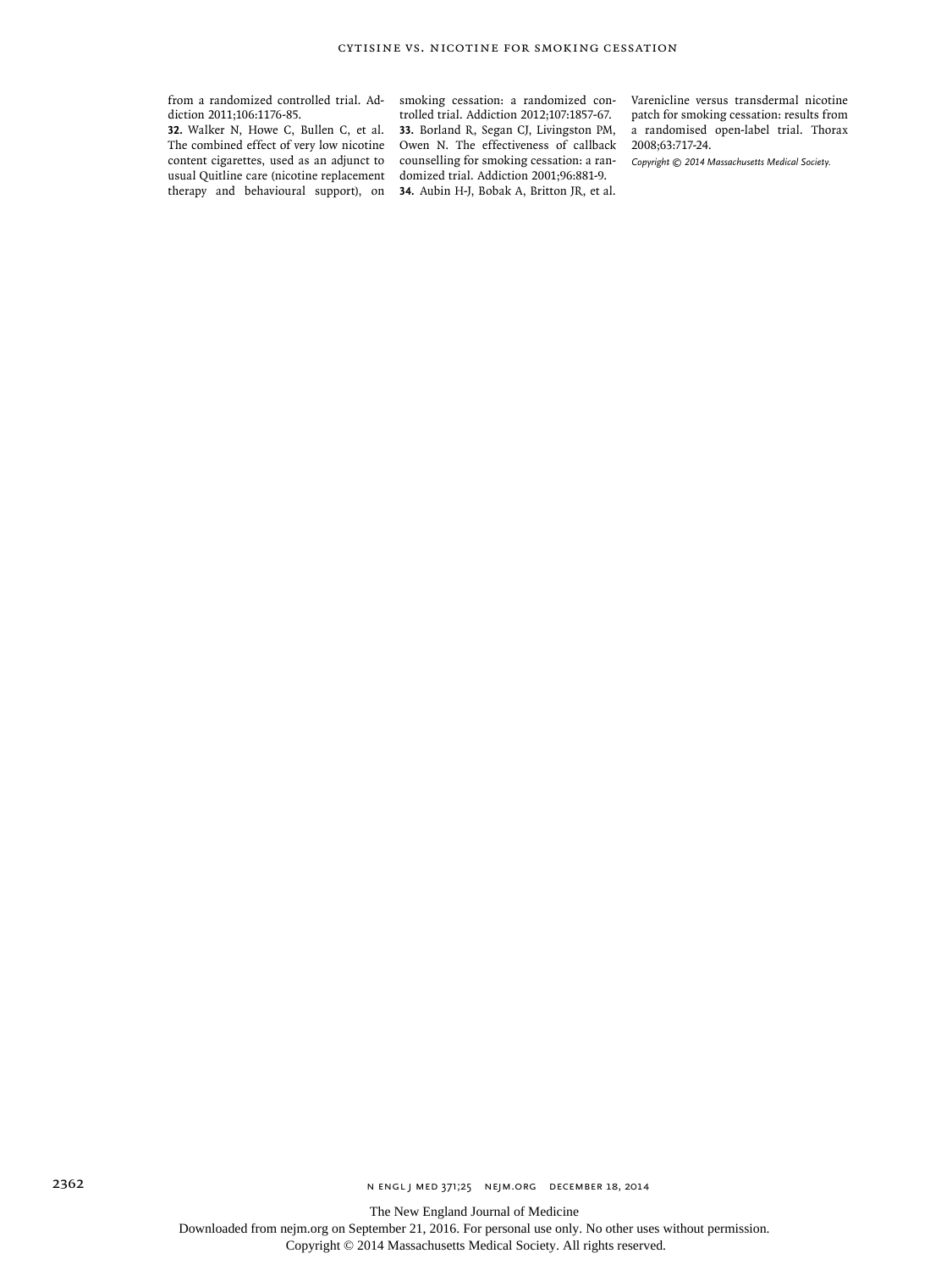from a randomized controlled trial. Addiction 2011;106:1176-85.

**32.** Walker N, Howe C, Bullen C, et al. The combined effect of very low nicotine content cigarettes, used as an adjunct to usual Quitline care (nicotine replacement therapy and behavioural support), on smoking cessation: a randomized controlled trial. Addiction 2012;107:1857-67.

**33.** Borland R, Segan CJ, Livingston PM, Owen N. The effectiveness of callback counselling for smoking cessation: a randomized trial. Addiction 2001;96:881-9.

**34.** Aubin H-J, Bobak A, Britton JR, et al. Varenicline versus transdermal nicotine patch for smoking cessation: results from a randomised open-label trial. Thorax 2008;63:717-24.

*Copyright © 2014 Massachusetts Medical Society.*